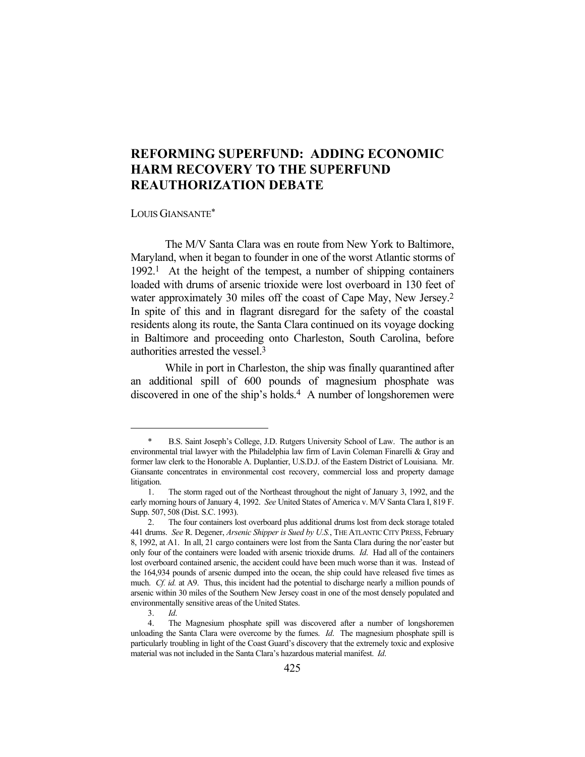# REFORMING SUPERFUND: ADDING ECONOMIC HARM RECOVERY TO THE SUPERFUND REAUTHORIZATION DEBATE

LOUIS GIANSANTE[*]

The M/V Santa Clara was en route from New York to Baltimore, Maryland, when it began to founder in one of the worst Atlantic storms of 1992.[1] At the height of the tempest, a number of shipping containers loaded with drums of arsenic trioxide were lost overboard in 130 feet of water approximately 30 miles off the coast of Cape May, New Jersey.[2] In spite of this and in flagrant disregard for the safety of the coastal residents along its route, the Santa Clara continued on its voyage docking in Baltimore and proceeding onto Charleston, South Carolina, before authorities arrested the vessel.[3]

While in port in Charleston, the ship was finally quarantined after an additional spill of 600 pounds of magnesium phosphate was discovered in one of the ship's holds.[4] A number of longshoremen were

---

\* B.S. Saint Joseph's College, J.D. Rutgers University School of Law. The author is an environmental trial lawyer with the Philadelphia law firm of Lavin Coleman Finarelli & Gray and former law clerk to the Honorable A. Duplantier, U.S.D.J. of the Eastern District of Louisiana. Mr. Giansante concentrates in environmental cost recovery, commercial loss and property damage litigation.

1. The storm raged out of the Northeast throughout the night of January 3, 1992, and the early morning hours of January 4, 1992. *See* United States of America v. M/V Santa Clara I, 819 F. Supp. 507, 508 (Dist. S.C. 1993).

2. The four containers lost overboard plus additional drums lost from deck storage totaled 441 drums. *See* R. Degener, *Arsenic Shipper is Sued by U.S.*, THE ATLANTIC CITY PRESS, February 8, 1992, at A1. In all, 21 cargo containers were lost from the Santa Clara during the nor'easter but only four of the containers were loaded with arsenic trioxide drums. *Id*. Had all of the containers lost overboard contained arsenic, the accident could have been much worse than it was. Instead of the 164,934 pounds of arsenic dumped into the ocean, the ship could have released five times as much. *Cf. id.* at A9. Thus, this incident had the potential to discharge nearly a million pounds of arsenic within 30 miles of the Southern New Jersey coast in one of the most densely populated and environmentally sensitive areas of the United States.

3. *Id*.

4. The Magnesium phosphate spill was discovered after a number of longshoremen unloading the Santa Clara were overcome by the fumes. *Id*. The magnesium phosphate spill is particularly troubling in light of the Coast Guard's discovery that the extremely toxic and explosive material was not included in the Santa Clara's hazardous material manifest. *Id*.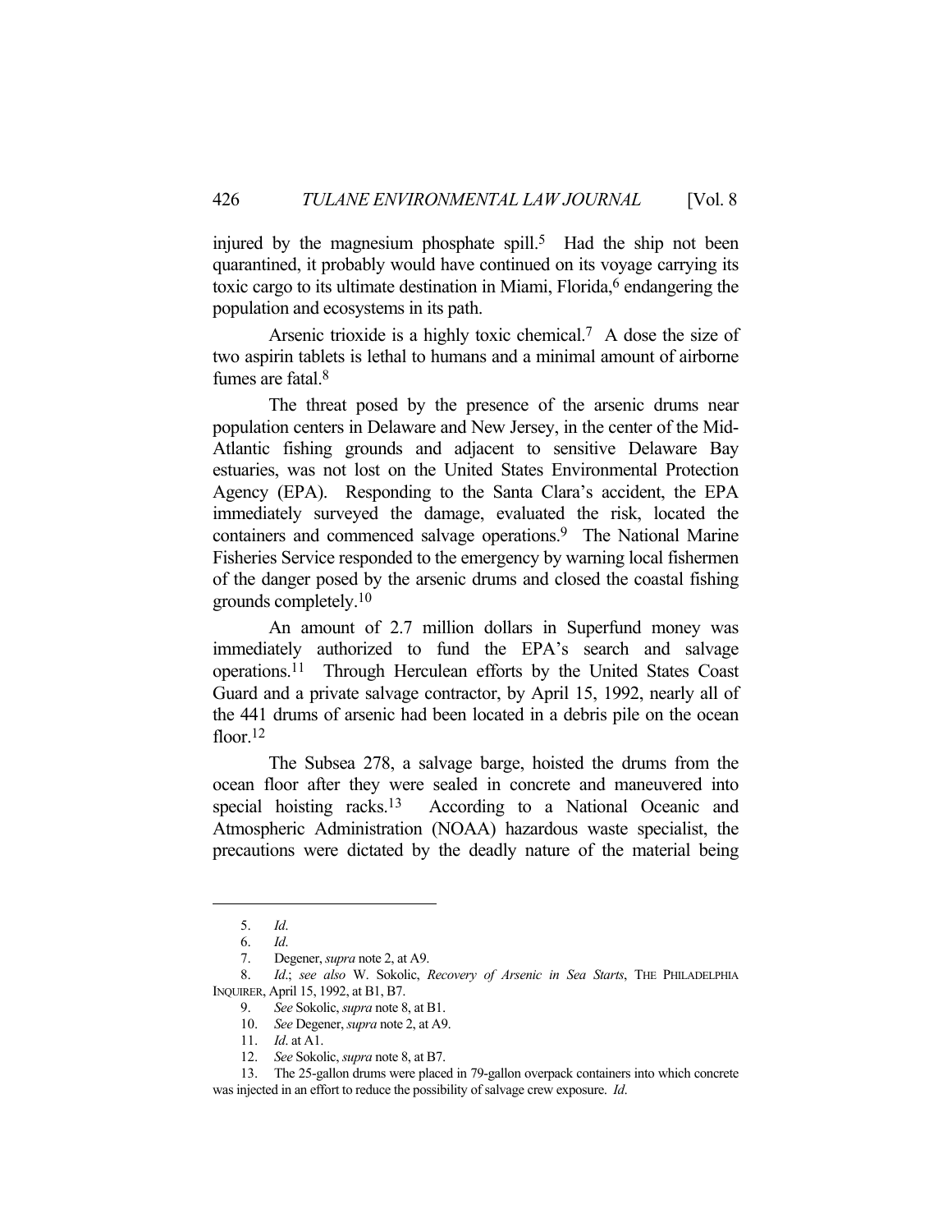injured by the magnesium phosphate spill.[5] Had the ship not been quarantined, it probably would have continued on its voyage carrying its toxic cargo to its ultimate destination in Miami, Florida,[6] endangering the population and ecosystems in its path.

Arsenic trioxide is a highly toxic chemical.[7] A dose the size of two aspirin tablets is lethal to humans and a minimal amount of airborne fumes are fatal.[8]

The threat posed by the presence of the arsenic drums near population centers in Delaware and New Jersey, in the center of the Mid-Atlantic fishing grounds and adjacent to sensitive Delaware Bay estuaries, was not lost on the United States Environmental Protection Agency (EPA). Responding to the Santa Clara's accident, the EPA immediately surveyed the damage, evaluated the risk, located the containers and commenced salvage operations.[9] The National Marine Fisheries Service responded to the emergency by warning local fishermen of the danger posed by the arsenic drums and closed the coastal fishing grounds completely.[10]

An amount of 2.7 million dollars in Superfund money was immediately authorized to fund the EPA's search and salvage operations.[11] Through Herculean efforts by the United States Coast Guard and a private salvage contractor, by April 15, 1992, nearly all of the 441 drums of arsenic had been located in a debris pile on the ocean floor.[12]

The Subsea 278, a salvage barge, hoisted the drums from the ocean floor after they were sealed in concrete and maneuvered into special hoisting racks.[13] According to a National Oceanic and Atmospheric Administration (NOAA) hazardous waste specialist, the precautions were dictated by the deadly nature of the material being

---

5. *Id.*

6. *Id.*

7. Degener, *supra* note 2, at A9.

8. *Id.*; *see also* W. Sokolic, *Recovery of Arsenic in Sea Starts*, THE PHILADELPHIA INQUIRER, April 15, 1992, at B1, B7.

9. *See* Sokolic, *supra* note 8, at B1.

10. *See* Degener, *supra* note 2, at A9.

11. *Id.* at A1.

12. *See* Sokolic, *supra* note 8, at B7.

13. The 25-gallon drums were placed in 79-gallon overpack containers into which concrete was injected in an effort to reduce the possibility of salvage crew exposure. *Id.*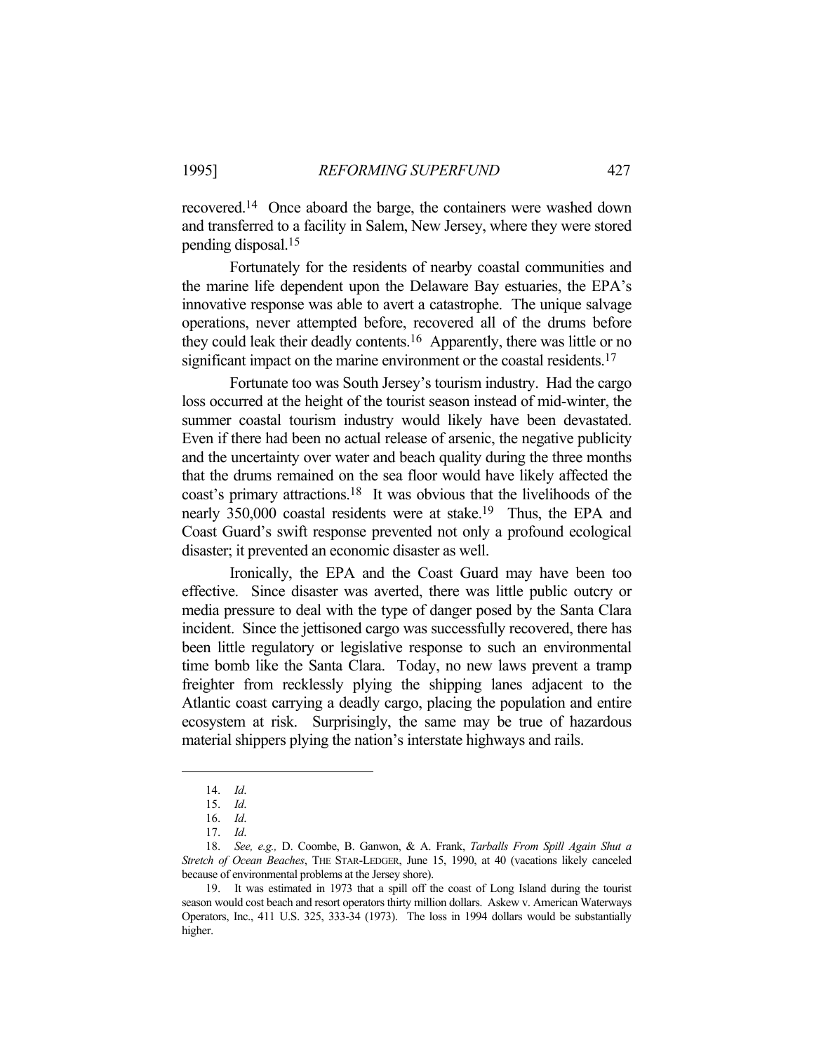recovered.[14] Once aboard the barge, the containers were washed down and transferred to a facility in Salem, New Jersey, where they were stored pending disposal.[15]

Fortunately for the residents of nearby coastal communities and the marine life dependent upon the Delaware Bay estuaries, the EPA's innovative response was able to avert a catastrophe. The unique salvage operations, never attempted before, recovered all of the drums before they could leak their deadly contents.[16] Apparently, there was little or no significant impact on the marine environment or the coastal residents.[17]

Fortunate too was South Jersey's tourism industry. Had the cargo loss occurred at the height of the tourist season instead of mid-winter, the summer coastal tourism industry would likely have been devastated. Even if there had been no actual release of arsenic, the negative publicity and the uncertainty over water and beach quality during the three months that the drums remained on the sea floor would have likely affected the coast's primary attractions.[18] It was obvious that the livelihoods of the nearly 350,000 coastal residents were at stake.[19] Thus, the EPA and Coast Guard's swift response prevented not only a profound ecological disaster; it prevented an economic disaster as well.

Ironically, the EPA and the Coast Guard may have been too effective. Since disaster was averted, there was little public outcry or media pressure to deal with the type of danger posed by the Santa Clara incident. Since the jettisoned cargo was successfully recovered, there has been little regulatory or legislative response to such an environmental time bomb like the Santa Clara. Today, no new laws prevent a tramp freighter from recklessly plying the shipping lanes adjacent to the Atlantic coast carrying a deadly cargo, placing the population and entire ecosystem at risk. Surprisingly, the same may be true of hazardous material shippers plying the nation's interstate highways and rails.

---

14. *Id.*
15. *Id.*
16. *Id.*
17. *Id.*
18. *See, e.g.,* D. Coombe, B. Ganwon, & A. Frank, *Tarballs From Spill Again Shut a Stretch of Ocean Beaches*, THE STAR-LEDGER, June 15, 1990, at 40 (vacations likely canceled because of environmental problems at the Jersey shore).
19. It was estimated in 1973 that a spill off the coast of Long Island during the tourist season would cost beach and resort operators thirty million dollars. Askew v. American Waterways Operators, Inc., 411 U.S. 325, 333-34 (1973). The loss in 1994 dollars would be substantially higher.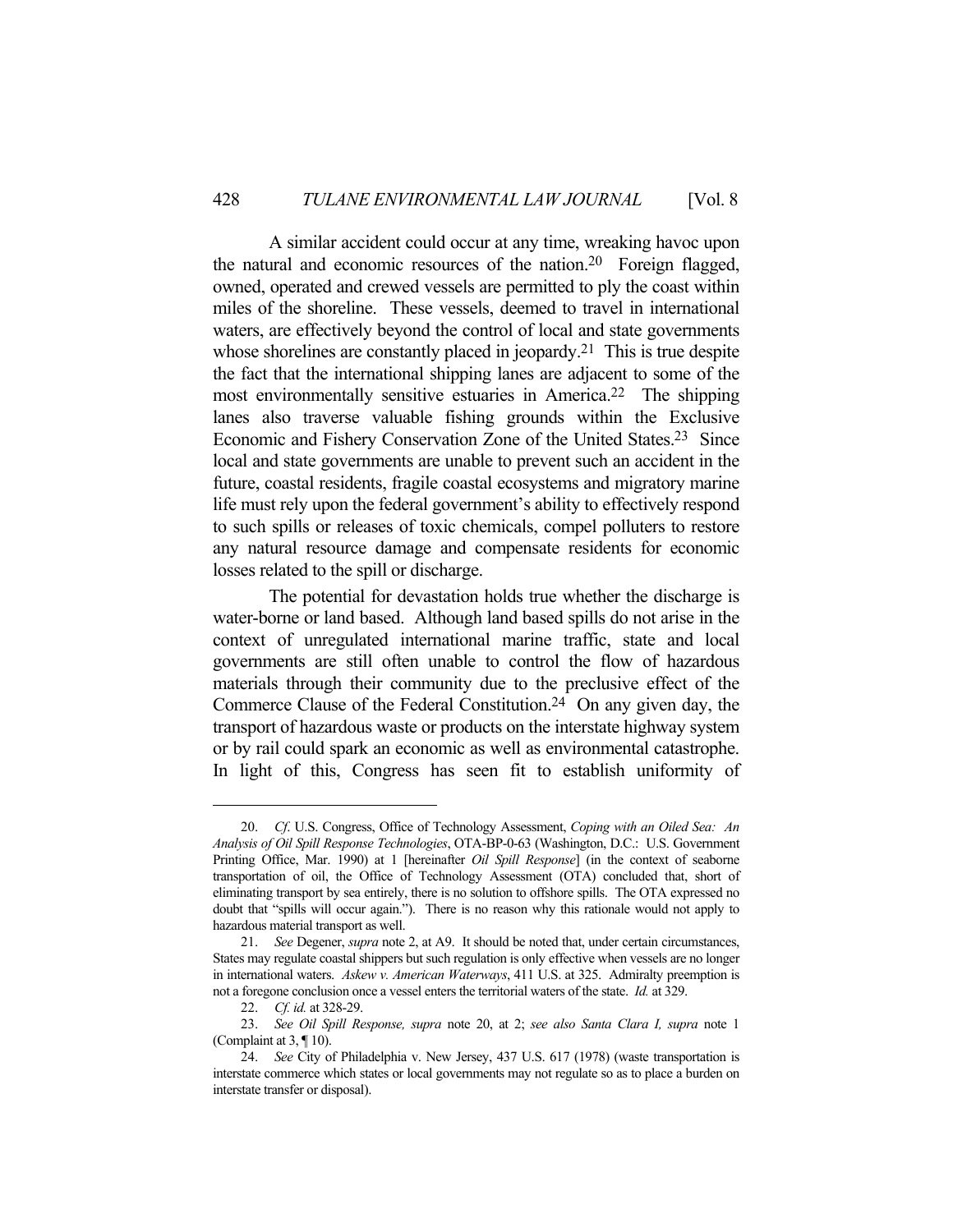A similar accident could occur at any time, wreaking havoc upon the natural and economic resources of the nation.[20] Foreign flagged, owned, operated and crewed vessels are permitted to ply the coast within miles of the shoreline. These vessels, deemed to travel in international waters, are effectively beyond the control of local and state governments whose shorelines are constantly placed in jeopardy.[21] This is true despite the fact that the international shipping lanes are adjacent to some of the most environmentally sensitive estuaries in America.[22] The shipping lanes also traverse valuable fishing grounds within the Exclusive Economic and Fishery Conservation Zone of the United States.[23] Since local and state governments are unable to prevent such an accident in the future, coastal residents, fragile coastal ecosystems and migratory marine life must rely upon the federal government's ability to effectively respond to such spills or releases of toxic chemicals, compel polluters to restore any natural resource damage and compensate residents for economic losses related to the spill or discharge.

The potential for devastation holds true whether the discharge is water-borne or land based. Although land based spills do not arise in the context of unregulated international marine traffic, state and local governments are still often unable to control the flow of hazardous materials through their community due to the preclusive effect of the Commerce Clause of the Federal Constitution.[24] On any given day, the transport of hazardous waste or products on the interstate highway system or by rail could spark an economic as well as environmental catastrophe. In light of this, Congress has seen fit to establish uniformity of

---

20. *Cf.* U.S. Congress, Office of Technology Assessment, *Coping with an Oiled Sea: An Analysis of Oil Spill Response Technologies*, OTA-BP-0-63 (Washington, D.C.: U.S. Government Printing Office, Mar. 1990) at 1 [hereinafter *Oil Spill Response*] (in the context of seaborne transportation of oil, the Office of Technology Assessment (OTA) concluded that, short of eliminating transport by sea entirely, there is no solution to offshore spills. The OTA expressed no doubt that "spills will occur again."). There is no reason why this rationale would not apply to hazardous material transport as well.

21. *See* Degener, *supra* note 2, at A9. It should be noted that, under certain circumstances, States may regulate coastal shippers but such regulation is only effective when vessels are no longer in international waters. *Askew v. American Waterways*, 411 U.S. at 325. Admiralty preemption is not a foregone conclusion once a vessel enters the territorial waters of the state. *Id.* at 329.

22. *Cf. id.* at 328-29.

23. *See Oil Spill Response, supra* note 20, at 2; *see also Santa Clara I, supra* note 1 (Complaint at 3, ¶ 10).

24. *See* City of Philadelphia v. New Jersey, 437 U.S. 617 (1978) (waste transportation is interstate commerce which states or local governments may not regulate so as to place a burden on interstate transfer or disposal).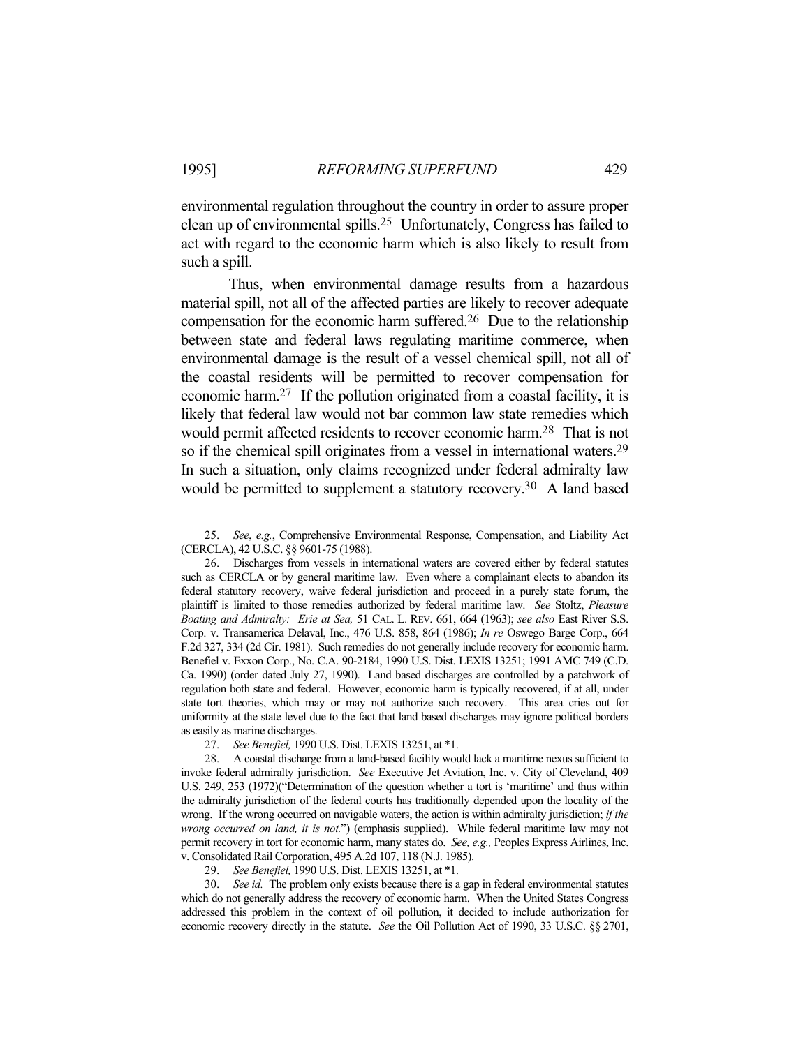environmental regulation throughout the country in order to assure proper clean up of environmental spills.[25] Unfortunately, Congress has failed to act with regard to the economic harm which is also likely to result from such a spill.

Thus, when environmental damage results from a hazardous material spill, not all of the affected parties are likely to recover adequate compensation for the economic harm suffered.[26] Due to the relationship between state and federal laws regulating maritime commerce, when environmental damage is the result of a vessel chemical spill, not all of the coastal residents will be permitted to recover compensation for economic harm.[27] If the pollution originated from a coastal facility, it is likely that federal law would not bar common law state remedies which would permit affected residents to recover economic harm.[28] That is not so if the chemical spill originates from a vessel in international waters.[29] In such a situation, only claims recognized under federal admiralty law would be permitted to supplement a statutory recovery.[30] A land based

---

25. *See*, *e.g.*, Comprehensive Environmental Response, Compensation, and Liability Act (CERCLA), 42 U.S.C. §§ 9601-75 (1988).

26. Discharges from vessels in international waters are covered either by federal statutes such as CERCLA or by general maritime law. Even where a complainant elects to abandon its federal statutory recovery, waive federal jurisdiction and proceed in a purely state forum, the plaintiff is limited to those remedies authorized by federal maritime law. *See* Stoltz, *Pleasure Boating and Admiralty: Erie at Sea,* 51 CAL. L. REV. 661, 664 (1963); *see also* East River S.S. Corp. v. Transamerica Delaval, Inc., 476 U.S. 858, 864 (1986); *In re* Oswego Barge Corp., 664 F.2d 327, 334 (2d Cir. 1981). Such remedies do not generally include recovery for economic harm. Benefiel v. Exxon Corp., No. C.A. 90-2184, 1990 U.S. Dist. LEXIS 13251; 1991 AMC 749 (C.D. Ca. 1990) (order dated July 27, 1990). Land based discharges are controlled by a patchwork of regulation both state and federal. However, economic harm is typically recovered, if at all, under state tort theories, which may or may not authorize such recovery. This area cries out for uniformity at the state level due to the fact that land based discharges may ignore political borders as easily as marine discharges.

27. *See Benefiel,* 1990 U.S. Dist. LEXIS 13251, at *1.

28. A coastal discharge from a land-based facility would lack a maritime nexus sufficient to invoke federal admiralty jurisdiction. *See* Executive Jet Aviation, Inc. v. City of Cleveland, 409 U.S. 249, 253 (1972)("Determination of the question whether a tort is 'maritime' and thus within the admiralty jurisdiction of the federal courts has traditionally depended upon the locality of the wrong. If the wrong occurred on navigable waters, the action is within admiralty jurisdiction; *if the wrong occurred on land, it is not.*") (emphasis supplied). While federal maritime law may not permit recovery in tort for economic harm, many states do. *See, e.g.,* Peoples Express Airlines, Inc. v. Consolidated Rail Corporation, 495 A.2d 107, 118 (N.J. 1985).

29. *See Benefiel,* 1990 U.S. Dist. LEXIS 13251, at *1.

30. *See id.* The problem only exists because there is a gap in federal environmental statutes which do not generally address the recovery of economic harm. When the United States Congress addressed this problem in the context of oil pollution, it decided to include authorization for economic recovery directly in the statute. *See* the Oil Pollution Act of 1990, 33 U.S.C. §§ 2701,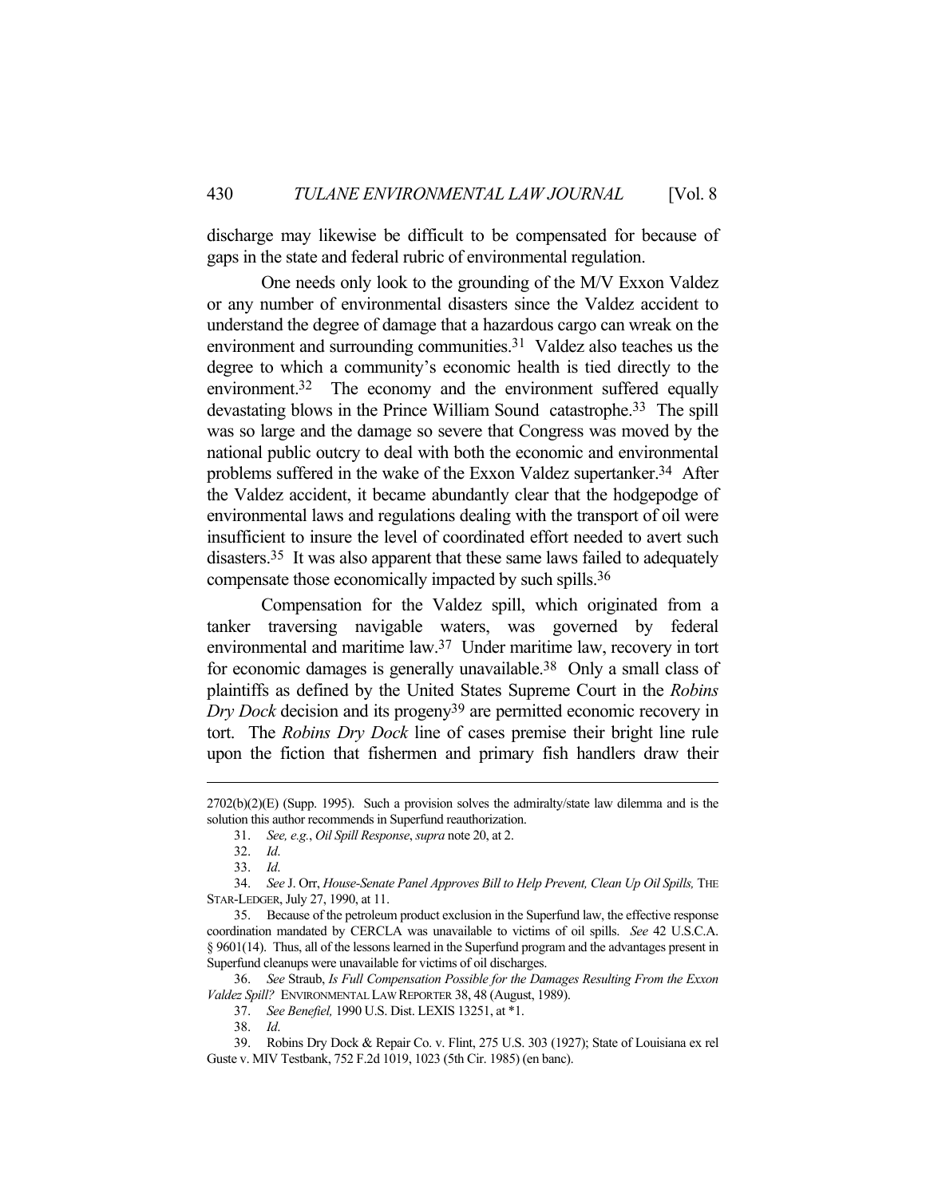discharge may likewise be difficult to be compensated for because of gaps in the state and federal rubric of environmental regulation.

One needs only look to the grounding of the M/V Exxon Valdez or any number of environmental disasters since the Valdez accident to understand the degree of damage that a hazardous cargo can wreak on the environment and surrounding communities.[31] Valdez also teaches us the degree to which a community's economic health is tied directly to the environment.[32] The economy and the environment suffered equally devastating blows in the Prince William Sound catastrophe.[33] The spill was so large and the damage so severe that Congress was moved by the national public outcry to deal with both the economic and environmental problems suffered in the wake of the Exxon Valdez supertanker.[34] After the Valdez accident, it became abundantly clear that the hodgepodge of environmental laws and regulations dealing with the transport of oil were insufficient to insure the level of coordinated effort needed to avert such disasters.[35] It was also apparent that these same laws failed to adequately compensate those economically impacted by such spills.[36]

Compensation for the Valdez spill, which originated from a tanker traversing navigable waters, was governed by federal environmental and maritime law.[37] Under maritime law, recovery in tort for economic damages is generally unavailable.[38] Only a small class of plaintiffs as defined by the United States Supreme Court in the *Robins Dry Dock* decision and its progeny[39] are permitted economic recovery in tort. The *Robins Dry Dock* line of cases premise their bright line rule upon the fiction that fishermen and primary fish handlers draw their

---

2702(b)(2)(E) (Supp. 1995). Such a provision solves the admiralty/state law dilemma and is the solution this author recommends in Superfund reauthorization.

31. *See, e.g.*, *Oil Spill Response*, *supra* note 20, at 2.

32. *Id*.

33. *Id*.

34. *See* J. Orr, *House-Senate Panel Approves Bill to Help Prevent, Clean Up Oil Spills,* THE STAR-LEDGER, July 27, 1990, at 11.

35. Because of the petroleum product exclusion in the Superfund law, the effective response coordination mandated by CERCLA was unavailable to victims of oil spills. *See* 42 U.S.C.A. § 9601(14). Thus, all of the lessons learned in the Superfund program and the advantages present in Superfund cleanups were unavailable for victims of oil discharges.

36. *See* Straub, *Is Full Compensation Possible for the Damages Resulting From the Exxon Valdez Spill?* ENVIRONMENTAL LAW REPORTER 38, 48 (August, 1989).

37. *See Benefiel,* 1990 U.S. Dist. LEXIS 13251, at \*1.

38. *Id*.

39. Robins Dry Dock & Repair Co. v. Flint, 275 U.S. 303 (1927); State of Louisiana ex rel Guste v. MIV Testbank, 752 F.2d 1019, 1023 (5th Cir. 1985) (en banc).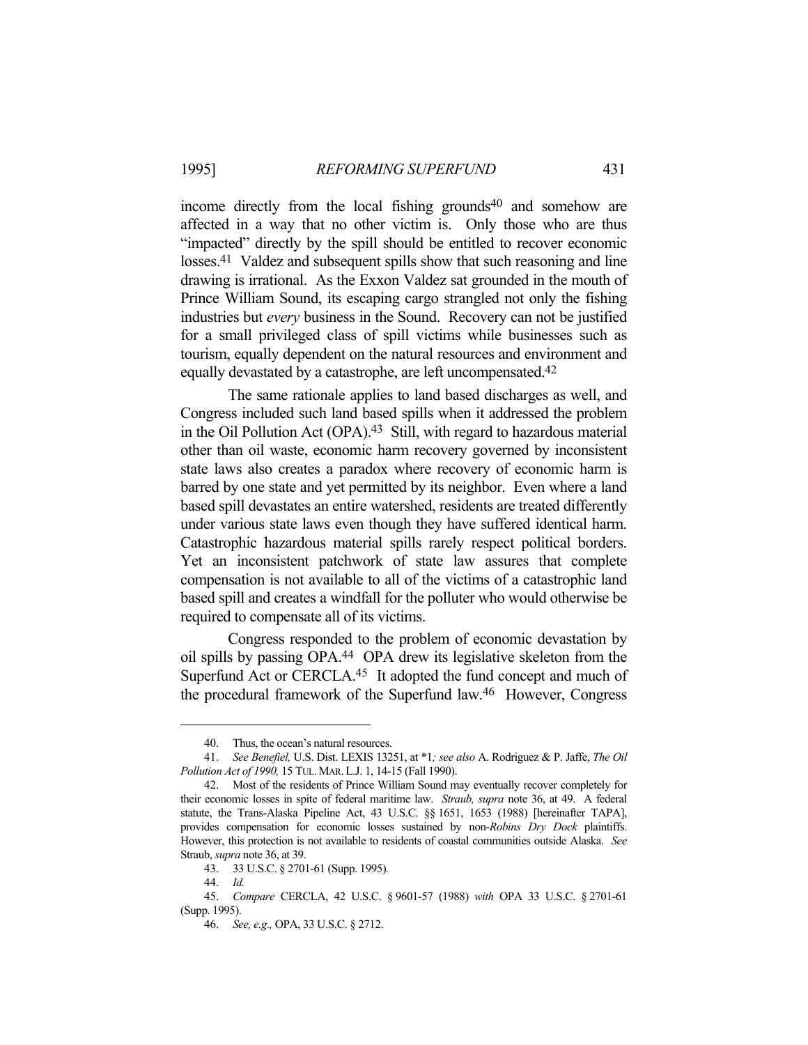income directly from the local fishing grounds[40] and somehow are affected in a way that no other victim is. Only those who are thus "impacted" directly by the spill should be entitled to recover economic losses.[41] Valdez and subsequent spills show that such reasoning and line drawing is irrational. As the Exxon Valdez sat grounded in the mouth of Prince William Sound, its escaping cargo strangled not only the fishing industries but *every* business in the Sound. Recovery can not be justified for a small privileged class of spill victims while businesses such as tourism, equally dependent on the natural resources and environment and equally devastated by a catastrophe, are left uncompensated.[42]

The same rationale applies to land based discharges as well, and Congress included such land based spills when it addressed the problem in the Oil Pollution Act (OPA).[43] Still, with regard to hazardous material other than oil waste, economic harm recovery governed by inconsistent state laws also creates a paradox where recovery of economic harm is barred by one state and yet permitted by its neighbor. Even where a land based spill devastates an entire watershed, residents are treated differently under various state laws even though they have suffered identical harm. Catastrophic hazardous material spills rarely respect political borders. Yet an inconsistent patchwork of state law assures that complete compensation is not available to all of the victims of a catastrophic land based spill and creates a windfall for the polluter who would otherwise be required to compensate all of its victims.

Congress responded to the problem of economic devastation by oil spills by passing OPA.[44] OPA drew its legislative skeleton from the Superfund Act or CERCLA.[45] It adopted the fund concept and much of the procedural framework of the Superfund law.[46] However, Congress

---

40. Thus, the ocean's natural resources.

41. *See Benefiel,* U.S. Dist. LEXIS 13251, at *1*; see also* A. Rodriguez & P. Jaffe, *The Oil Pollution Act of 1990,* 15 TUL. MAR. L.J. 1, 14-15 (Fall 1990).

42. Most of the residents of Prince William Sound may eventually recover completely for their economic losses in spite of federal maritime law. *Straub, supra* note 36, at 49. A federal statute, the Trans-Alaska Pipeline Act, 43 U.S.C. §§ 1651, 1653 (1988) [hereinafter TAPA], provides compensation for economic losses sustained by non-*Robins Dry Dock* plaintiffs. However, this protection is not available to residents of coastal communities outside Alaska. *See* Straub, *supra* note 36, at 39.

43. 33 U.S.C. § 2701-61 (Supp. 1995).

44. *Id.*

45. *Compare* CERCLA, 42 U.S.C. § 9601-57 (1988) *with* OPA 33 U.S.C. § 2701-61 (Supp. 1995).

46. *See, e.g.,* OPA, 33 U.S.C. § 2712.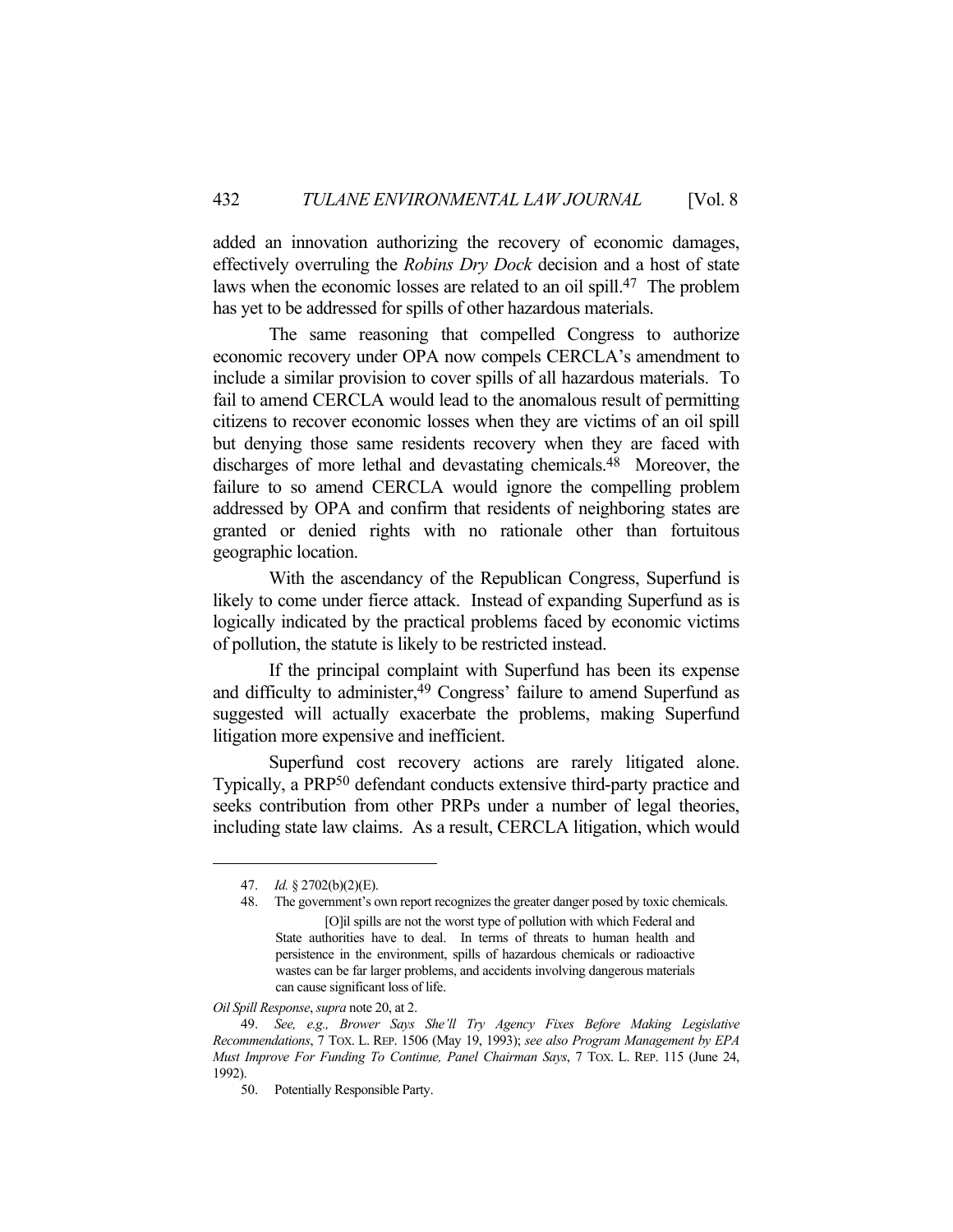added an innovation authorizing the recovery of economic damages, effectively overruling the *Robins Dry Dock* decision and a host of state laws when the economic losses are related to an oil spill.[47] The problem has yet to be addressed for spills of other hazardous materials.

The same reasoning that compelled Congress to authorize economic recovery under OPA now compels CERCLA's amendment to include a similar provision to cover spills of all hazardous materials. To fail to amend CERCLA would lead to the anomalous result of permitting citizens to recover economic losses when they are victims of an oil spill but denying those same residents recovery when they are faced with discharges of more lethal and devastating chemicals.[48] Moreover, the failure to so amend CERCLA would ignore the compelling problem addressed by OPA and confirm that residents of neighboring states are granted or denied rights with no rationale other than fortuitous geographic location.

With the ascendancy of the Republican Congress, Superfund is likely to come under fierce attack. Instead of expanding Superfund as is logically indicated by the practical problems faced by economic victims of pollution, the statute is likely to be restricted instead.

If the principal complaint with Superfund has been its expense and difficulty to administer,[49] Congress' failure to amend Superfund as suggested will actually exacerbate the problems, making Superfund litigation more expensive and inefficient.

Superfund cost recovery actions are rarely litigated alone. Typically, a PRP[50] defendant conducts extensive third-party practice and seeks contribution from other PRPs under a number of legal theories, including state law claims. As a result, CERCLA litigation, which would

---

47. *Id.* § 2702(b)(2)(E).

48. The government's own report recognizes the greater danger posed by toxic chemicals.

> [O]il spills are not the worst type of pollution with which Federal and State authorities have to deal. In terms of threats to human health and persistence in the environment, spills of hazardous chemicals or radioactive wastes can be far larger problems, and accidents involving dangerous materials can cause significant loss of life.

*Oil Spill Response*, *supra* note 20, at 2.

49. *See, e.g., Brower Says She'll Try Agency Fixes Before Making Legislative Recommendations*, 7 TOX. L. REP. 1506 (May 19, 1993); *see also Program Management by EPA Must Improve For Funding To Continue, Panel Chairman Says*, 7 TOX. L. REP. 115 (June 24, 1992).

50. Potentially Responsible Party.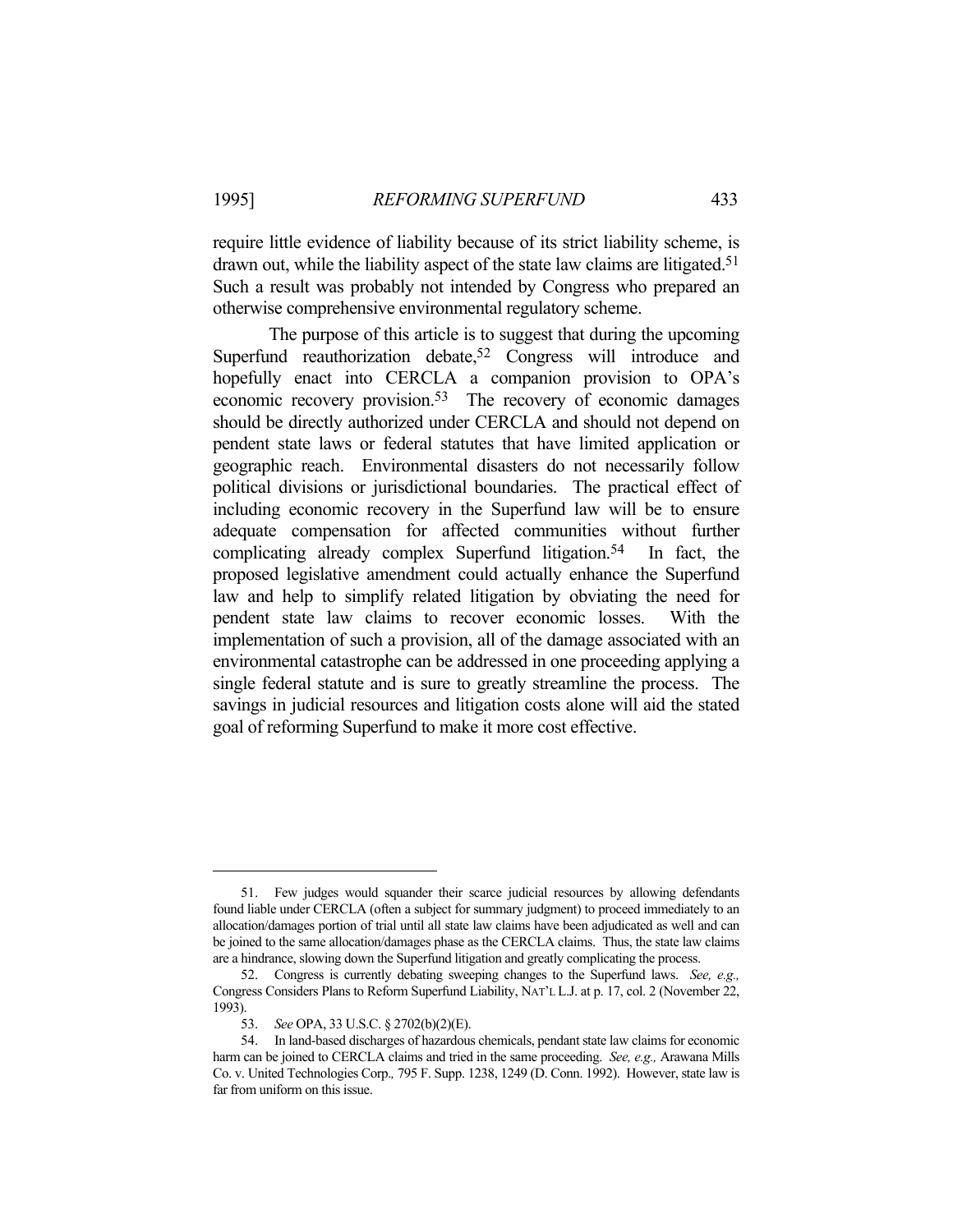require little evidence of liability because of its strict liability scheme, is drawn out, while the liability aspect of the state law claims are litigated.[51] Such a result was probably not intended by Congress who prepared an otherwise comprehensive environmental regulatory scheme.

The purpose of this article is to suggest that during the upcoming Superfund reauthorization debate,[52] Congress will introduce and hopefully enact into CERCLA a companion provision to OPA's economic recovery provision.[53] The recovery of economic damages should be directly authorized under CERCLA and should not depend on pendent state laws or federal statutes that have limited application or geographic reach. Environmental disasters do not necessarily follow political divisions or jurisdictional boundaries. The practical effect of including economic recovery in the Superfund law will be to ensure adequate compensation for affected communities without further complicating already complex Superfund litigation.[54] In fact, the proposed legislative amendment could actually enhance the Superfund law and help to simplify related litigation by obviating the need for pendent state law claims to recover economic losses. With the implementation of such a provision, all of the damage associated with an environmental catastrophe can be addressed in one proceeding applying a single federal statute and is sure to greatly streamline the process. The savings in judicial resources and litigation costs alone will aid the stated goal of reforming Superfund to make it more cost effective.

---

51. Few judges would squander their scarce judicial resources by allowing defendants found liable under CERCLA (often a subject for summary judgment) to proceed immediately to an allocation/damages portion of trial until all state law claims have been adjudicated as well and can be joined to the same allocation/damages phase as the CERCLA claims. Thus, the state law claims are a hindrance, slowing down the Superfund litigation and greatly complicating the process.

52. Congress is currently debating sweeping changes to the Superfund laws. *See, e.g.,* Congress Considers Plans to Reform Superfund Liability, NAT'L L.J. at p. 17, col. 2 (November 22, 1993).

53. *See* OPA, 33 U.S.C. § 2702(b)(2)(E).

54. In land-based discharges of hazardous chemicals, pendant state law claims for economic harm can be joined to CERCLA claims and tried in the same proceeding. *See, e.g.,* Arawana Mills Co. v. United Technologies Corp.*,* 795 F. Supp. 1238, 1249 (D. Conn. 1992). However, state law is far from uniform on this issue.